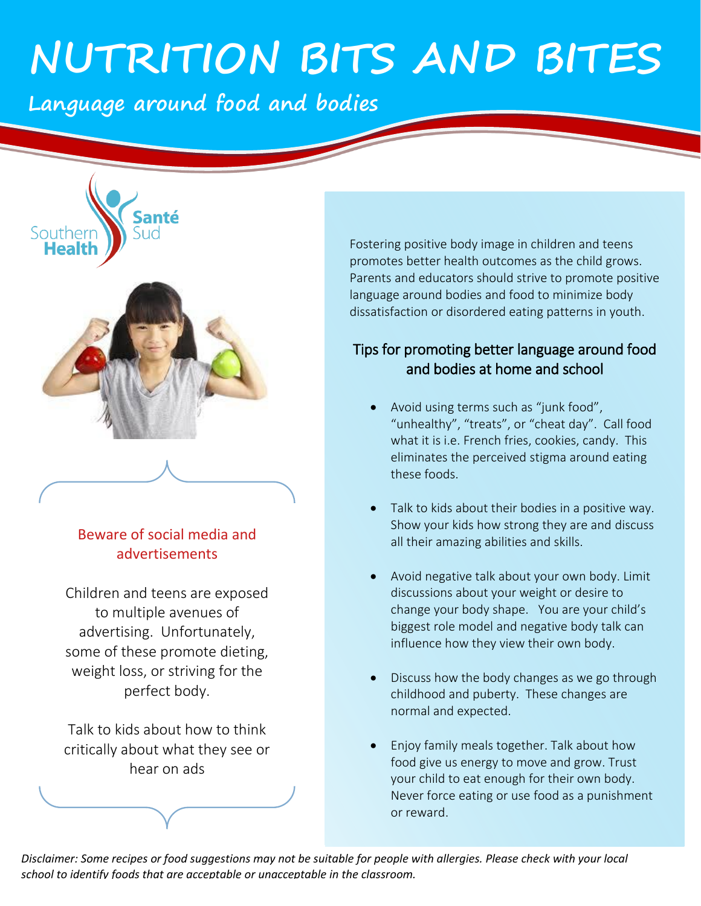# NUTRITION BITS AND BITES

## Language around food and bodies

Southern Health Santé Sud

Fostering positive body image in children and teens promotes better health outcomes as the child grows. Parents and educators should strive to promote positive language around bodies and food to minimize body dissatisfaction or disordered eating patterns in youth.

### Tips for promoting better language around food and bodies at home and school

- Avoid using terms such as "junk food", "unhealthy", "treats", or "cheat day". Call food what it is i.e. French fries, cookies, candy. This eliminates the perceived stigma around eating these foods.
- Talk to kids about their bodies in a positive way. Show your kids how strong they are and discuss all their amazing abilities and skills.
- Avoid negative talk about your own body. Limit discussions about your weight or desire to change your body shape. You are your child's biggest role model and negative body talk can influence how they view their own body.
- Discuss how the body changes as we go through childhood and puberty. These changes are normal and expected.
- Enjoy family meals together. Talk about how food give us energy to move and grow. Trust your child to eat enough for their own body. Never force eating or use food as a punishment or reward.

### Beware of social media and advertisements

Children and teens are exposed to multiple avenues of advertising. Unfortunately, some of these promote dieting, weight loss, or striving for the perfect body.

Talk to kids about how to think critically about what they see or hear on ads

*Disclaimer: Some recipes or food suggestions may not be suitable for people with allergies. Please check with your local school to identify foods that are acceptable or unacceptable in the classroom.*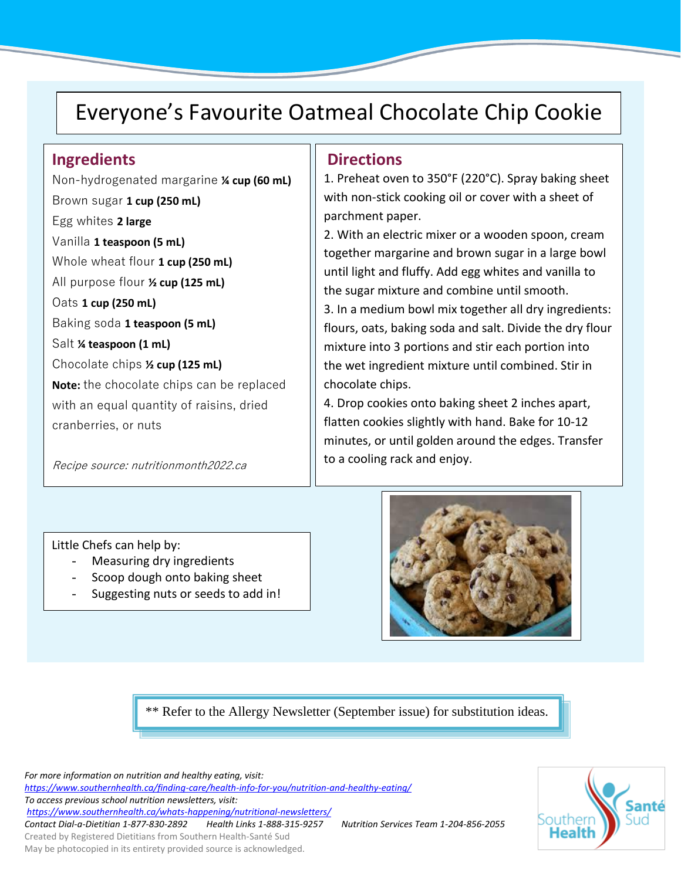# Everyone's Favourite Oatmeal Chocolate Chip Cookie

## Ingredients

Non-hydrogenated margarine **¼ cup (60 mL)**

Brown sugar **1 cup (250 mL)**

Egg whites **2 large**

Vanilla **1 teaspoon (5 mL)**

Whole wheat flour **1 cup (250 mL)**

All purpose flour **½ cup (125 mL)**

Oats **1 cup (250 mL)**

Baking soda **1 teaspoon (5 mL)**

Salt **¼ teaspoon (1 mL)**

Chocolate chips **½ cup (125 mL)**

**Note:** the chocolate chips can be replaced with an equal quantity of raisins, dried cranberries, or nuts

*Recipe source: nutritionmonth2022.ca*

## Directions

1. Preheat oven to 350°F (220°C). Spray baking sheet with non-stick cooking oil or cover with a sheet of parchment paper.
2. With an electric mixer or a wooden spoon, cream together margarine and brown sugar in a large bowl until light and fluffy. Add egg whites and vanilla to the sugar mixture and combine until smooth.
3. In a medium bowl mix together all dry ingredients: flours, oats, baking soda and salt. Divide the dry flour mixture into 3 portions and stir each portion into the wet ingredient mixture until combined. Stir in chocolate chips.
4. Drop cookies onto baking sheet 2 inches apart, flatten cookies slightly with hand. Bake for 10-12 minutes, or until golden around the edges. Transfer to a cooling rack and enjoy.

Little Chefs can help by:

- Measuring dry ingredients
- Scoop dough onto baking sheet
- Suggesting nuts or seeds to add in!

** Refer to the Allergy Newsletter (September issue) for substitution ideas.

*For more information on nutrition and healthy eating, visit:*
*https://www.southernhealth.ca/finding-care/health-info-for-you/nutrition-and-healthy-eating/*
*To access previous school nutrition newsletters, visit:*
*https://www.southernhealth.ca/whats-happening/nutritional-newsletters/*
*Contact Dial-a-Dietitian 1-877-830-2892 Health Links 1-888-315-9257 Nutrition Services Team 1-204-856-2055*

Created by Registered Dietitians from Southern Health-Santé Sud
May be photocopied in its entirety provided source is acknowledged.